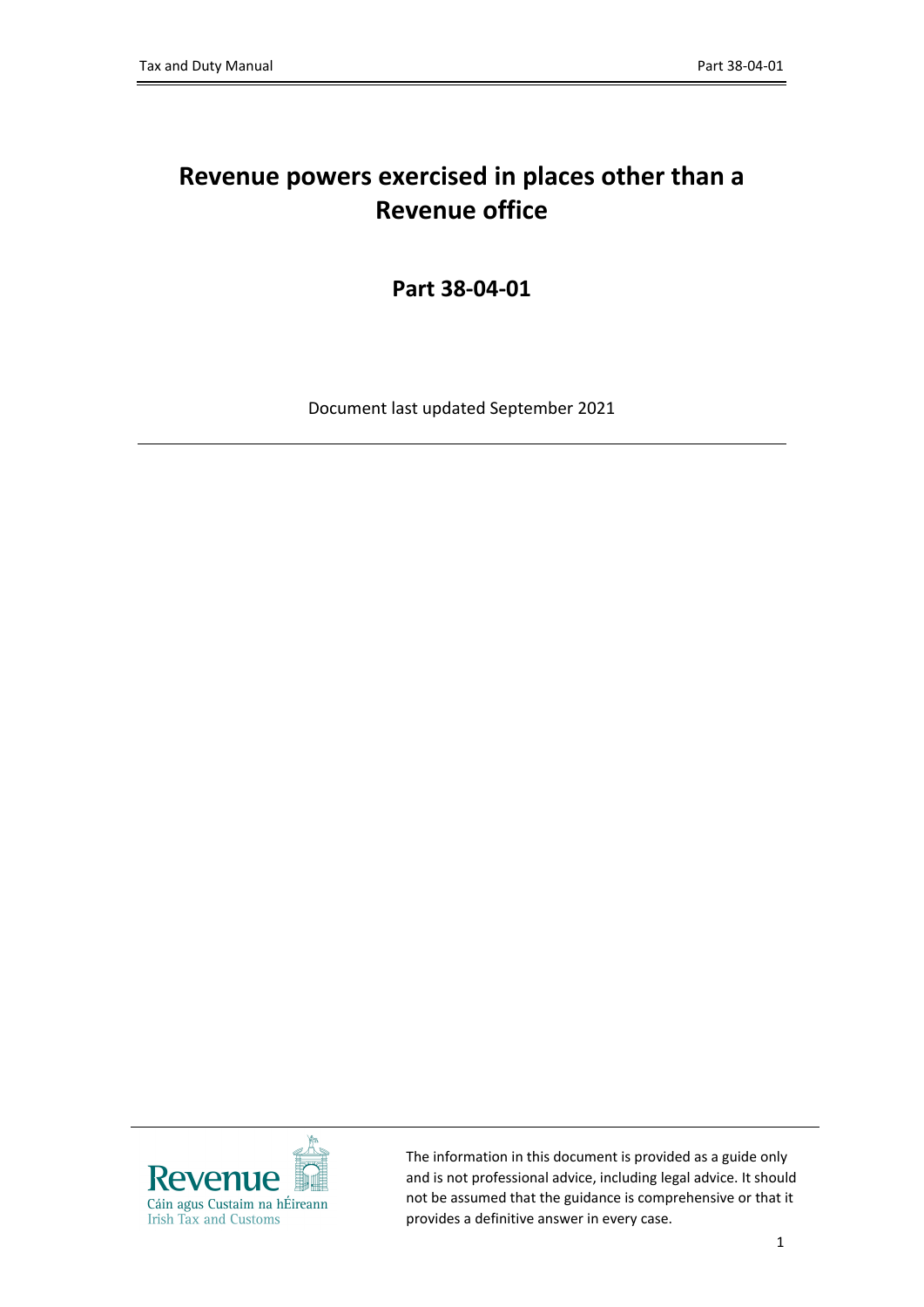# Revenue powers exercised in places other than a Revenue office

## Part 38-04-01

Document last updated September 2021

---

Revenue
Cáin agus Custaim na hÉireann
Irish Tax and Customs

The information in this document is provided as a guide only and is not professional advice, including legal advice. It should not be assumed that the guidance is comprehensive or that it provides a definitive answer in every case.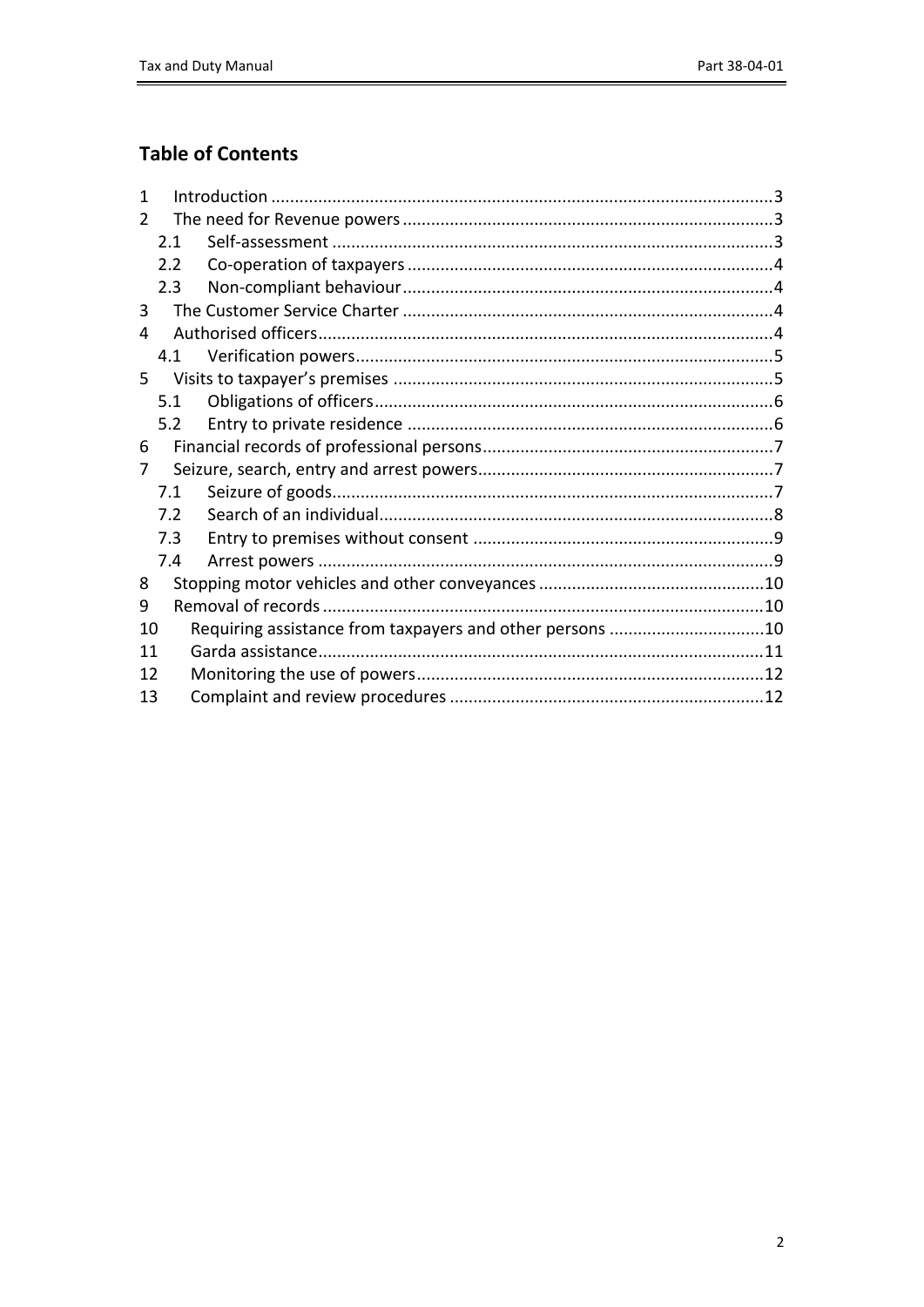## Table of Contents

1 Introduction ..........................................................................................................3
2 The need for Revenue powers ..............................................................................3
  2.1 Self-assessment .............................................................................................3
  2.2 Co-operation of taxpayers .............................................................................4
  2.3 Non-compliant behaviour ..............................................................................4
3 The Customer Service Charter ..............................................................................4
4 Authorised officers................................................................................................4
  4.1 Verification powers........................................................................................5
5 Visits to taxpayer's premises ................................................................................5
  5.1 Obligations of officers....................................................................................6
  5.2 Entry to private residence .............................................................................6
6 Financial records of professional persons.............................................................7
7 Seizure, search, entry and arrest powers..............................................................7
  7.1 Seizure of goods.............................................................................................7
  7.2 Search of an individual...................................................................................8
  7.3 Entry to premises without consent ...............................................................9
  7.4 Arrest powers ................................................................................................9
8 Stopping motor vehicles and other conveyances ................................................10
9 Removal of records .............................................................................................10
10 Requiring assistance from taxpayers and other persons .................................10
11 Garda assistance..............................................................................................11
12 Monitoring the use of powers..........................................................................12
13 Complaint and review procedures ..................................................................12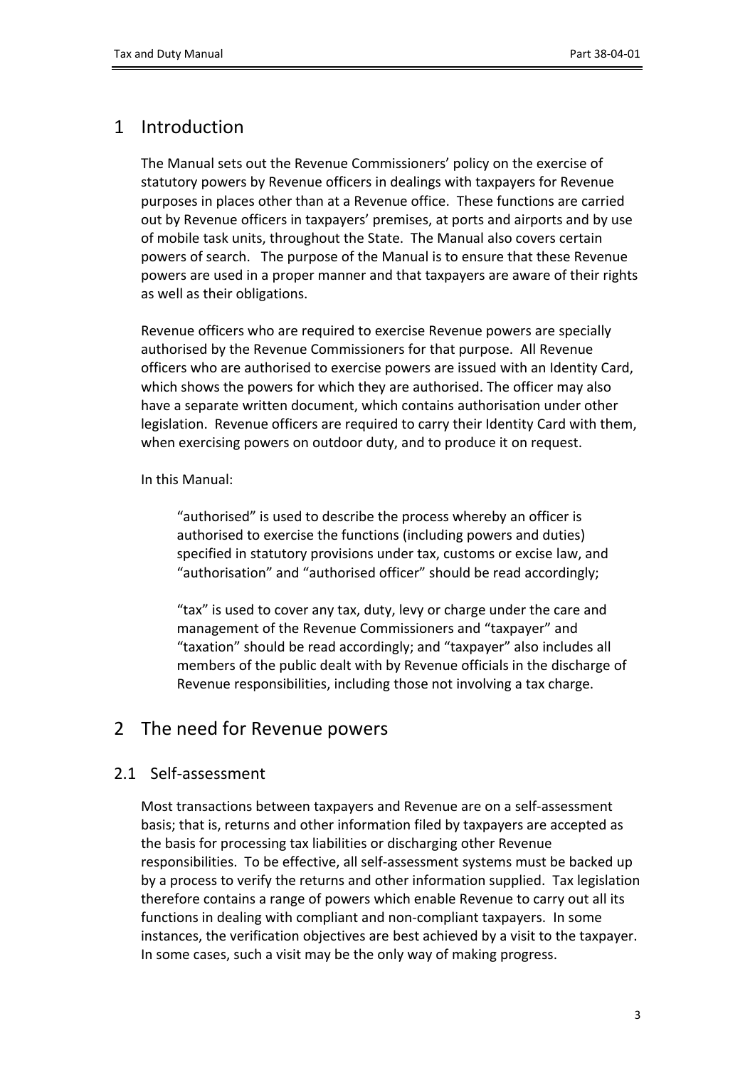# 1 Introduction

The Manual sets out the Revenue Commissioners' policy on the exercise of statutory powers by Revenue officers in dealings with taxpayers for Revenue purposes in places other than at a Revenue office. These functions are carried out by Revenue officers in taxpayers' premises, at ports and airports and by use of mobile task units, throughout the State. The Manual also covers certain powers of search. The purpose of the Manual is to ensure that these Revenue powers are used in a proper manner and that taxpayers are aware of their rights as well as their obligations.

Revenue officers who are required to exercise Revenue powers are specially authorised by the Revenue Commissioners for that purpose. All Revenue officers who are authorised to exercise powers are issued with an Identity Card, which shows the powers for which they are authorised. The officer may also have a separate written document, which contains authorisation under other legislation. Revenue officers are required to carry their Identity Card with them, when exercising powers on outdoor duty, and to produce it on request.

In this Manual:

> "authorised" is used to describe the process whereby an officer is authorised to exercise the functions (including powers and duties) specified in statutory provisions under tax, customs or excise law, and "authorisation" and "authorised officer" should be read accordingly;
>
> "tax" is used to cover any tax, duty, levy or charge under the care and management of the Revenue Commissioners and "taxpayer" and "taxation" should be read accordingly; and "taxpayer" also includes all members of the public dealt with by Revenue officials in the discharge of Revenue responsibilities, including those not involving a tax charge.

# 2 The need for Revenue powers

## 2.1 Self-assessment

Most transactions between taxpayers and Revenue are on a self-assessment basis; that is, returns and other information filed by taxpayers are accepted as the basis for processing tax liabilities or discharging other Revenue responsibilities. To be effective, all self-assessment systems must be backed up by a process to verify the returns and other information supplied. Tax legislation therefore contains a range of powers which enable Revenue to carry out all its functions in dealing with compliant and non-compliant taxpayers. In some instances, the verification objectives are best achieved by a visit to the taxpayer. In some cases, such a visit may be the only way of making progress.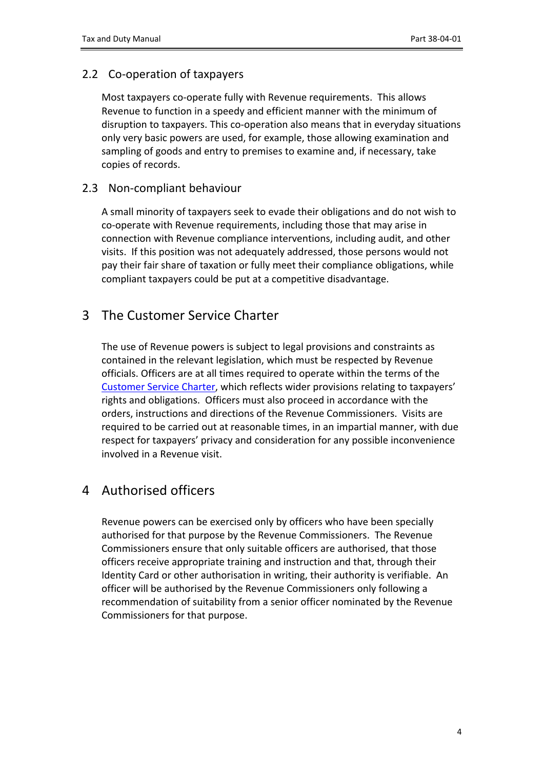## 2.2 Co-operation of taxpayers

Most taxpayers co-operate fully with Revenue requirements. This allows Revenue to function in a speedy and efficient manner with the minimum of disruption to taxpayers. This co-operation also means that in everyday situations only very basic powers are used, for example, those allowing examination and sampling of goods and entry to premises to examine and, if necessary, take copies of records.

## 2.3 Non-compliant behaviour

A small minority of taxpayers seek to evade their obligations and do not wish to co-operate with Revenue requirements, including those that may arise in connection with Revenue compliance interventions, including audit, and other visits. If this position was not adequately addressed, those persons would not pay their fair share of taxation or fully meet their compliance obligations, while compliant taxpayers could be put at a competitive disadvantage.

# 3 The Customer Service Charter

The use of Revenue powers is subject to legal provisions and constraints as contained in the relevant legislation, which must be respected by Revenue officials. Officers are at all times required to operate within the terms of the Customer Service Charter, which reflects wider provisions relating to taxpayers' rights and obligations. Officers must also proceed in accordance with the orders, instructions and directions of the Revenue Commissioners. Visits are required to be carried out at reasonable times, in an impartial manner, with due respect for taxpayers' privacy and consideration for any possible inconvenience involved in a Revenue visit.

# 4 Authorised officers

Revenue powers can be exercised only by officers who have been specially authorised for that purpose by the Revenue Commissioners. The Revenue Commissioners ensure that only suitable officers are authorised, that those officers receive appropriate training and instruction and that, through their Identity Card or other authorisation in writing, their authority is verifiable. An officer will be authorised by the Revenue Commissioners only following a recommendation of suitability from a senior officer nominated by the Revenue Commissioners for that purpose.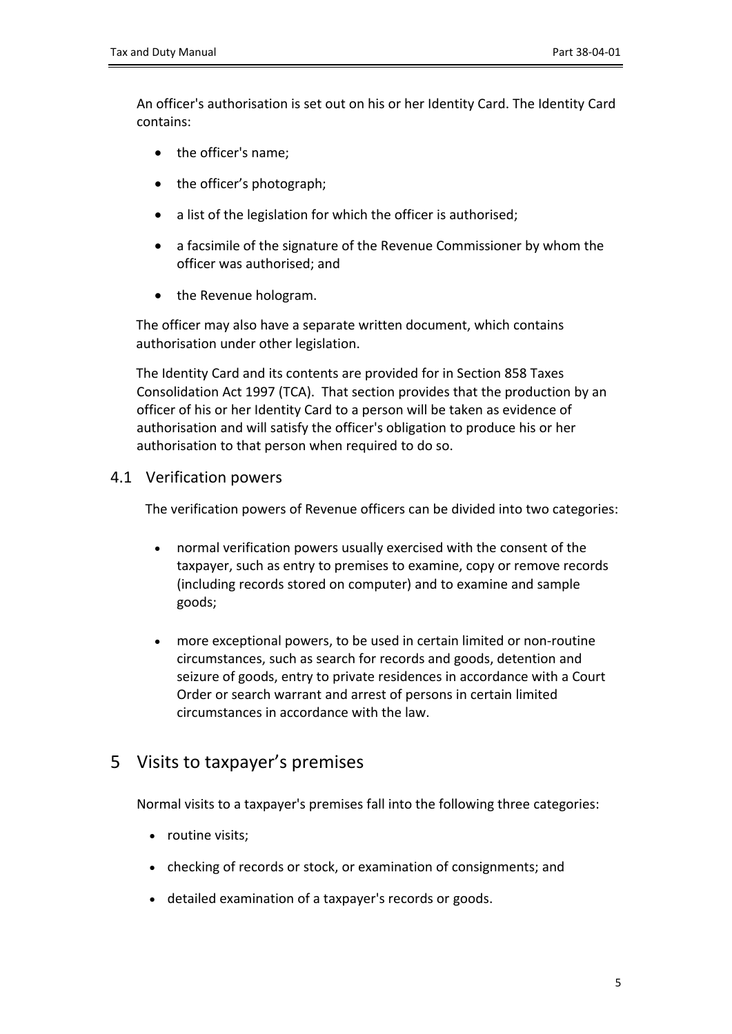An officer's authorisation is set out on his or her Identity Card. The Identity Card contains:

- the officer's name;
- the officer's photograph;
- a list of the legislation for which the officer is authorised;
- a facsimile of the signature of the Revenue Commissioner by whom the officer was authorised; and
- the Revenue hologram.

The officer may also have a separate written document, which contains authorisation under other legislation.

The Identity Card and its contents are provided for in Section 858 Taxes Consolidation Act 1997 (TCA). That section provides that the production by an officer of his or her Identity Card to a person will be taken as evidence of authorisation and will satisfy the officer's obligation to produce his or her authorisation to that person when required to do so.

## 4.1 Verification powers

The verification powers of Revenue officers can be divided into two categories:

- normal verification powers usually exercised with the consent of the taxpayer, such as entry to premises to examine, copy or remove records (including records stored on computer) and to examine and sample goods;
- more exceptional powers, to be used in certain limited or non-routine circumstances, such as search for records and goods, detention and seizure of goods, entry to private residences in accordance with a Court Order or search warrant and arrest of persons in certain limited circumstances in accordance with the law.

# 5 Visits to taxpayer's premises

Normal visits to a taxpayer's premises fall into the following three categories:

- routine visits;
- checking of records or stock, or examination of consignments; and
- detailed examination of a taxpayer's records or goods.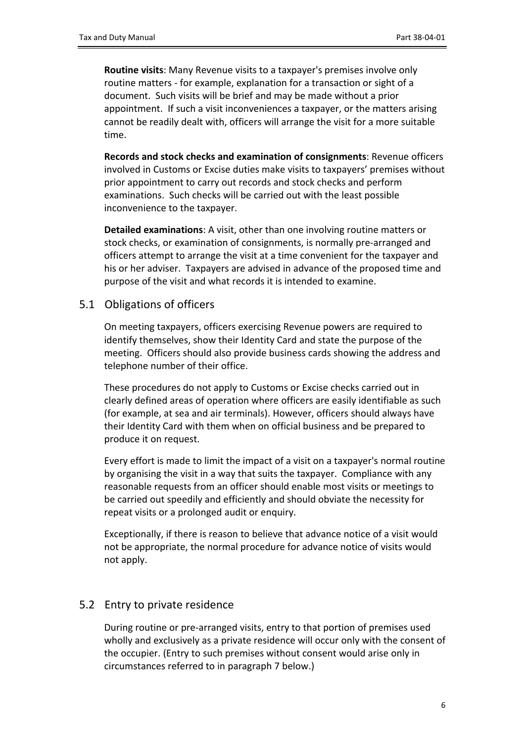**Routine visits**: Many Revenue visits to a taxpayer's premises involve only routine matters - for example, explanation for a transaction or sight of a document. Such visits will be brief and may be made without a prior appointment. If such a visit inconveniences a taxpayer, or the matters arising cannot be readily dealt with, officers will arrange the visit for a more suitable time.

**Records and stock checks and examination of consignments**: Revenue officers involved in Customs or Excise duties make visits to taxpayers' premises without prior appointment to carry out records and stock checks and perform examinations. Such checks will be carried out with the least possible inconvenience to the taxpayer.

**Detailed examinations**: A visit, other than one involving routine matters or stock checks, or examination of consignments, is normally pre-arranged and officers attempt to arrange the visit at a time convenient for the taxpayer and his or her adviser. Taxpayers are advised in advance of the proposed time and purpose of the visit and what records it is intended to examine.

## 5.1 Obligations of officers

On meeting taxpayers, officers exercising Revenue powers are required to identify themselves, show their Identity Card and state the purpose of the meeting. Officers should also provide business cards showing the address and telephone number of their office.

These procedures do not apply to Customs or Excise checks carried out in clearly defined areas of operation where officers are easily identifiable as such (for example, at sea and air terminals). However, officers should always have their Identity Card with them when on official business and be prepared to produce it on request.

Every effort is made to limit the impact of a visit on a taxpayer's normal routine by organising the visit in a way that suits the taxpayer. Compliance with any reasonable requests from an officer should enable most visits or meetings to be carried out speedily and efficiently and should obviate the necessity for repeat visits or a prolonged audit or enquiry.

Exceptionally, if there is reason to believe that advance notice of a visit would not be appropriate, the normal procedure for advance notice of visits would not apply.

## 5.2 Entry to private residence

During routine or pre-arranged visits, entry to that portion of premises used wholly and exclusively as a private residence will occur only with the consent of the occupier. (Entry to such premises without consent would arise only in circumstances referred to in paragraph 7 below.)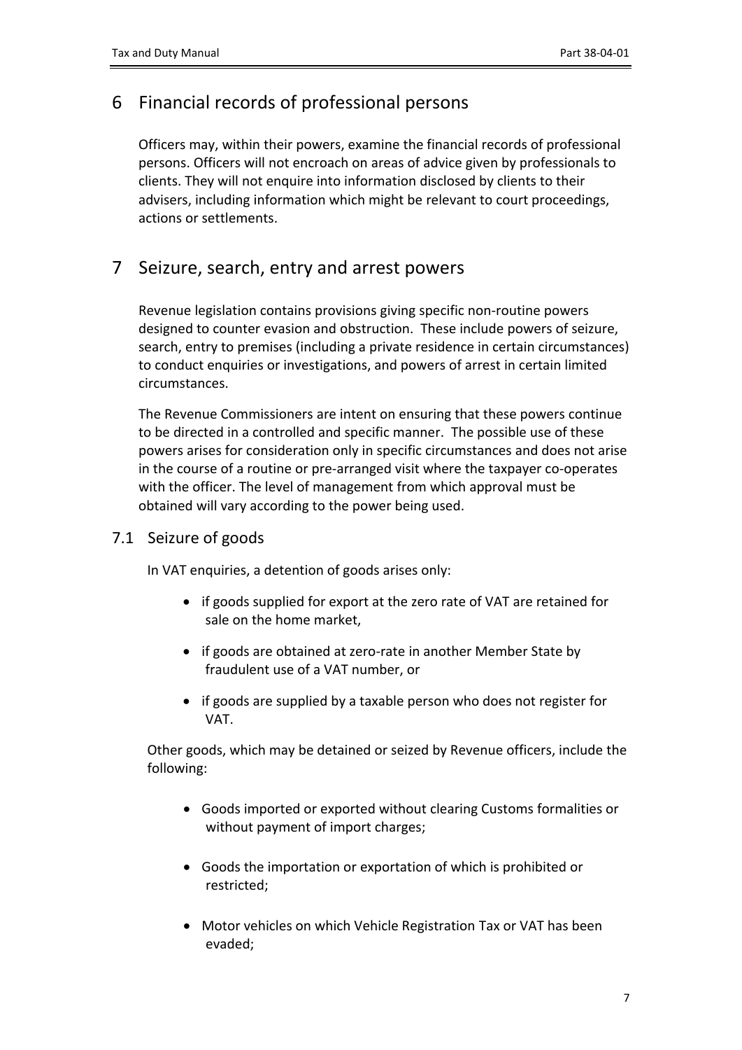## 6 Financial records of professional persons

Officers may, within their powers, examine the financial records of professional persons. Officers will not encroach on areas of advice given by professionals to clients. They will not enquire into information disclosed by clients to their advisers, including information which might be relevant to court proceedings, actions or settlements.

## 7 Seizure, search, entry and arrest powers

Revenue legislation contains provisions giving specific non-routine powers designed to counter evasion and obstruction. These include powers of seizure, search, entry to premises (including a private residence in certain circumstances) to conduct enquiries or investigations, and powers of arrest in certain limited circumstances.

The Revenue Commissioners are intent on ensuring that these powers continue to be directed in a controlled and specific manner. The possible use of these powers arises for consideration only in specific circumstances and does not arise in the course of a routine or pre-arranged visit where the taxpayer co-operates with the officer. The level of management from which approval must be obtained will vary according to the power being used.

### 7.1 Seizure of goods

In VAT enquiries, a detention of goods arises only:

- if goods supplied for export at the zero rate of VAT are retained for sale on the home market,
- if goods are obtained at zero-rate in another Member State by fraudulent use of a VAT number, or
- if goods are supplied by a taxable person who does not register for VAT.

Other goods, which may be detained or seized by Revenue officers, include the following:

- Goods imported or exported without clearing Customs formalities or without payment of import charges;
- Goods the importation or exportation of which is prohibited or restricted;
- Motor vehicles on which Vehicle Registration Tax or VAT has been evaded;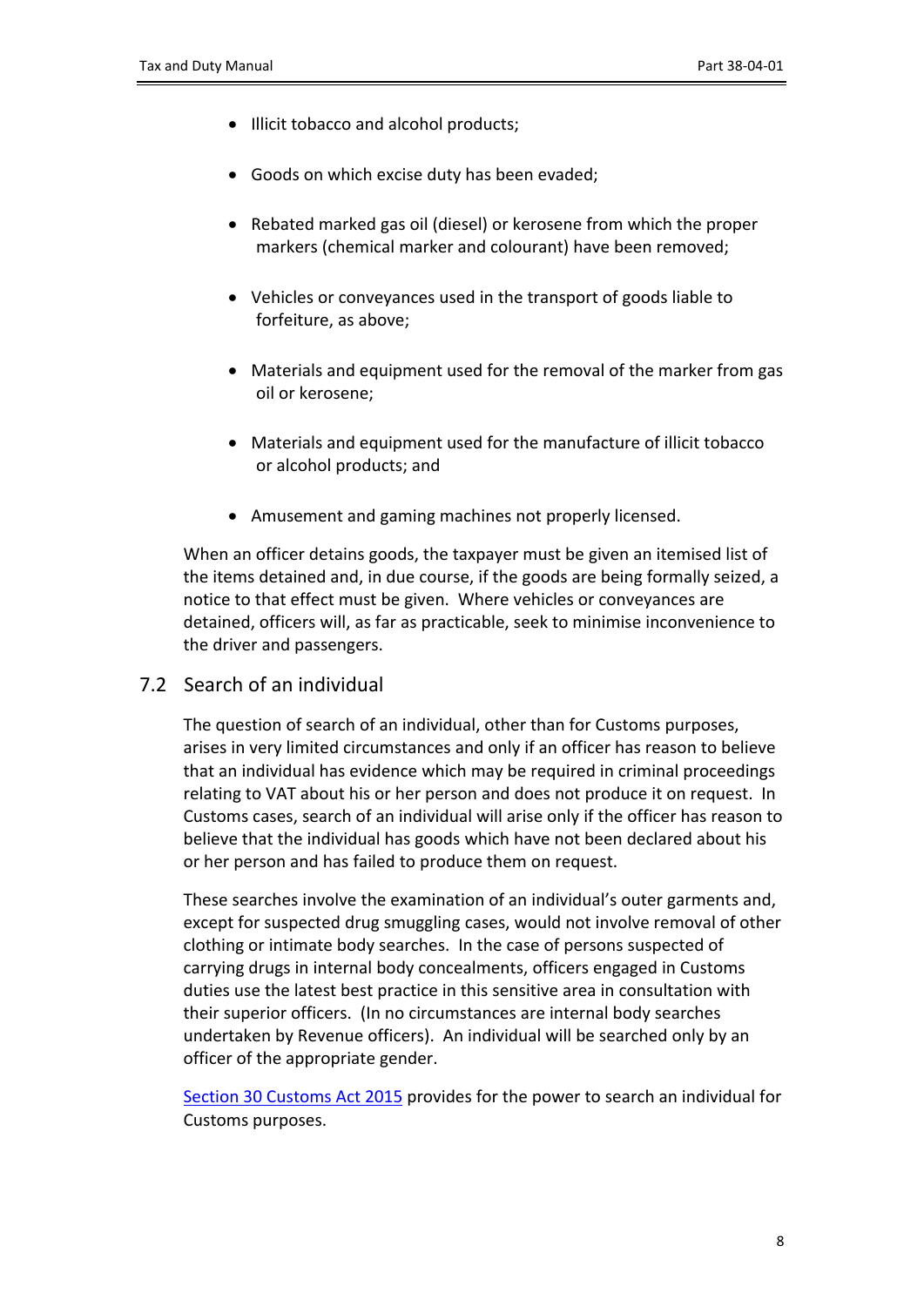- Illicit tobacco and alcohol products;
- Goods on which excise duty has been evaded;
- Rebated marked gas oil (diesel) or kerosene from which the proper markers (chemical marker and colourant) have been removed;
- Vehicles or conveyances used in the transport of goods liable to forfeiture, as above;
- Materials and equipment used for the removal of the marker from gas oil or kerosene;
- Materials and equipment used for the manufacture of illicit tobacco or alcohol products; and
- Amusement and gaming machines not properly licensed.

When an officer detains goods, the taxpayer must be given an itemised list of the items detained and, in due course, if the goods are being formally seized, a notice to that effect must be given. Where vehicles or conveyances are detained, officers will, as far as practicable, seek to minimise inconvenience to the driver and passengers.

## 7.2 Search of an individual

The question of search of an individual, other than for Customs purposes, arises in very limited circumstances and only if an officer has reason to believe that an individual has evidence which may be required in criminal proceedings relating to VAT about his or her person and does not produce it on request. In Customs cases, search of an individual will arise only if the officer has reason to believe that the individual has goods which have not been declared about his or her person and has failed to produce them on request.

These searches involve the examination of an individual's outer garments and, except for suspected drug smuggling cases, would not involve removal of other clothing or intimate body searches. In the case of persons suspected of carrying drugs in internal body concealments, officers engaged in Customs duties use the latest best practice in this sensitive area in consultation with their superior officers. (In no circumstances are internal body searches undertaken by Revenue officers). An individual will be searched only by an officer of the appropriate gender.

Section 30 Customs Act 2015 provides for the power to search an individual for Customs purposes.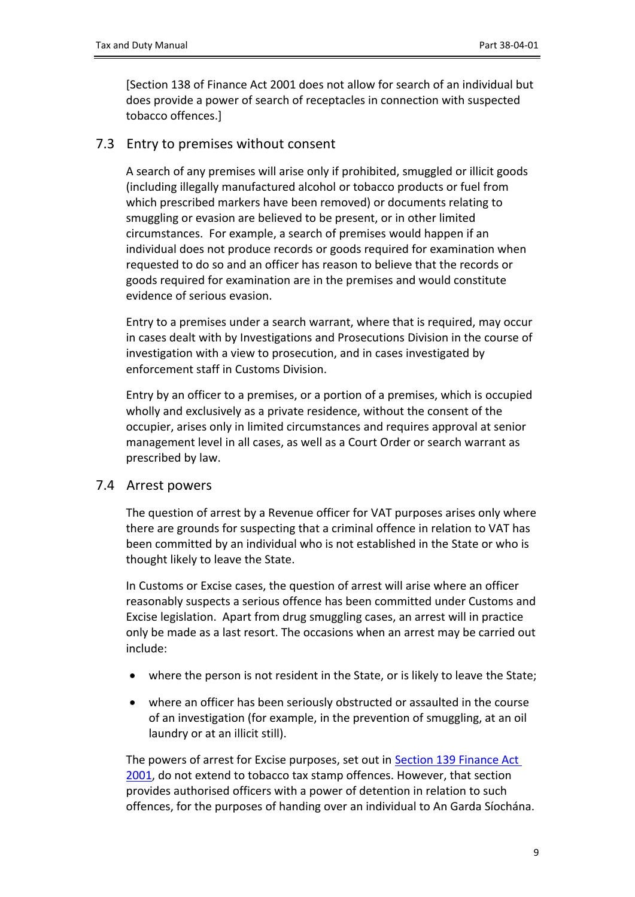[Section 138 of Finance Act 2001 does not allow for search of an individual but does provide a power of search of receptacles in connection with suspected tobacco offences.]

## 7.3 Entry to premises without consent

A search of any premises will arise only if prohibited, smuggled or illicit goods (including illegally manufactured alcohol or tobacco products or fuel from which prescribed markers have been removed) or documents relating to smuggling or evasion are believed to be present, or in other limited circumstances. For example, a search of premises would happen if an individual does not produce records or goods required for examination when requested to do so and an officer has reason to believe that the records or goods required for examination are in the premises and would constitute evidence of serious evasion.

Entry to a premises under a search warrant, where that is required, may occur in cases dealt with by Investigations and Prosecutions Division in the course of investigation with a view to prosecution, and in cases investigated by enforcement staff in Customs Division.

Entry by an officer to a premises, or a portion of a premises, which is occupied wholly and exclusively as a private residence, without the consent of the occupier, arises only in limited circumstances and requires approval at senior management level in all cases, as well as a Court Order or search warrant as prescribed by law.

## 7.4 Arrest powers

The question of arrest by a Revenue officer for VAT purposes arises only where there are grounds for suspecting that a criminal offence in relation to VAT has been committed by an individual who is not established in the State or who is thought likely to leave the State.

In Customs or Excise cases, the question of arrest will arise where an officer reasonably suspects a serious offence has been committed under Customs and Excise legislation. Apart from drug smuggling cases, an arrest will in practice only be made as a last resort. The occasions when an arrest may be carried out include:

- where the person is not resident in the State, or is likely to leave the State;
- where an officer has been seriously obstructed or assaulted in the course of an investigation (for example, in the prevention of smuggling, at an oil laundry or at an illicit still).

The powers of arrest for Excise purposes, set out in Section 139 Finance Act 2001, do not extend to tobacco tax stamp offences. However, that section provides authorised officers with a power of detention in relation to such offences, for the purposes of handing over an individual to An Garda Síochána.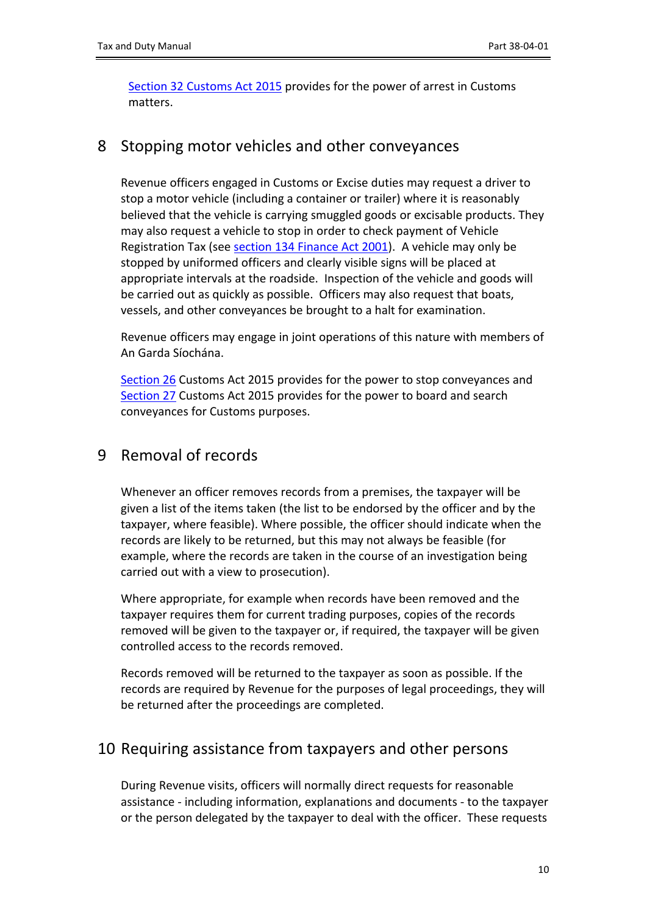Section 32 Customs Act 2015 provides for the power of arrest in Customs matters.

## 8 Stopping motor vehicles and other conveyances

Revenue officers engaged in Customs or Excise duties may request a driver to stop a motor vehicle (including a container or trailer) where it is reasonably believed that the vehicle is carrying smuggled goods or excisable products. They may also request a vehicle to stop in order to check payment of Vehicle Registration Tax (see section 134 Finance Act 2001). A vehicle may only be stopped by uniformed officers and clearly visible signs will be placed at appropriate intervals at the roadside. Inspection of the vehicle and goods will be carried out as quickly as possible. Officers may also request that boats, vessels, and other conveyances be brought to a halt for examination.

Revenue officers may engage in joint operations of this nature with members of An Garda Síochána.

Section 26 Customs Act 2015 provides for the power to stop conveyances and Section 27 Customs Act 2015 provides for the power to board and search conveyances for Customs purposes.

## 9 Removal of records

Whenever an officer removes records from a premises, the taxpayer will be given a list of the items taken (the list to be endorsed by the officer and by the taxpayer, where feasible). Where possible, the officer should indicate when the records are likely to be returned, but this may not always be feasible (for example, where the records are taken in the course of an investigation being carried out with a view to prosecution).

Where appropriate, for example when records have been removed and the taxpayer requires them for current trading purposes, copies of the records removed will be given to the taxpayer or, if required, the taxpayer will be given controlled access to the records removed.

Records removed will be returned to the taxpayer as soon as possible. If the records are required by Revenue for the purposes of legal proceedings, they will be returned after the proceedings are completed.

## 10 Requiring assistance from taxpayers and other persons

During Revenue visits, officers will normally direct requests for reasonable assistance - including information, explanations and documents - to the taxpayer or the person delegated by the taxpayer to deal with the officer. These requests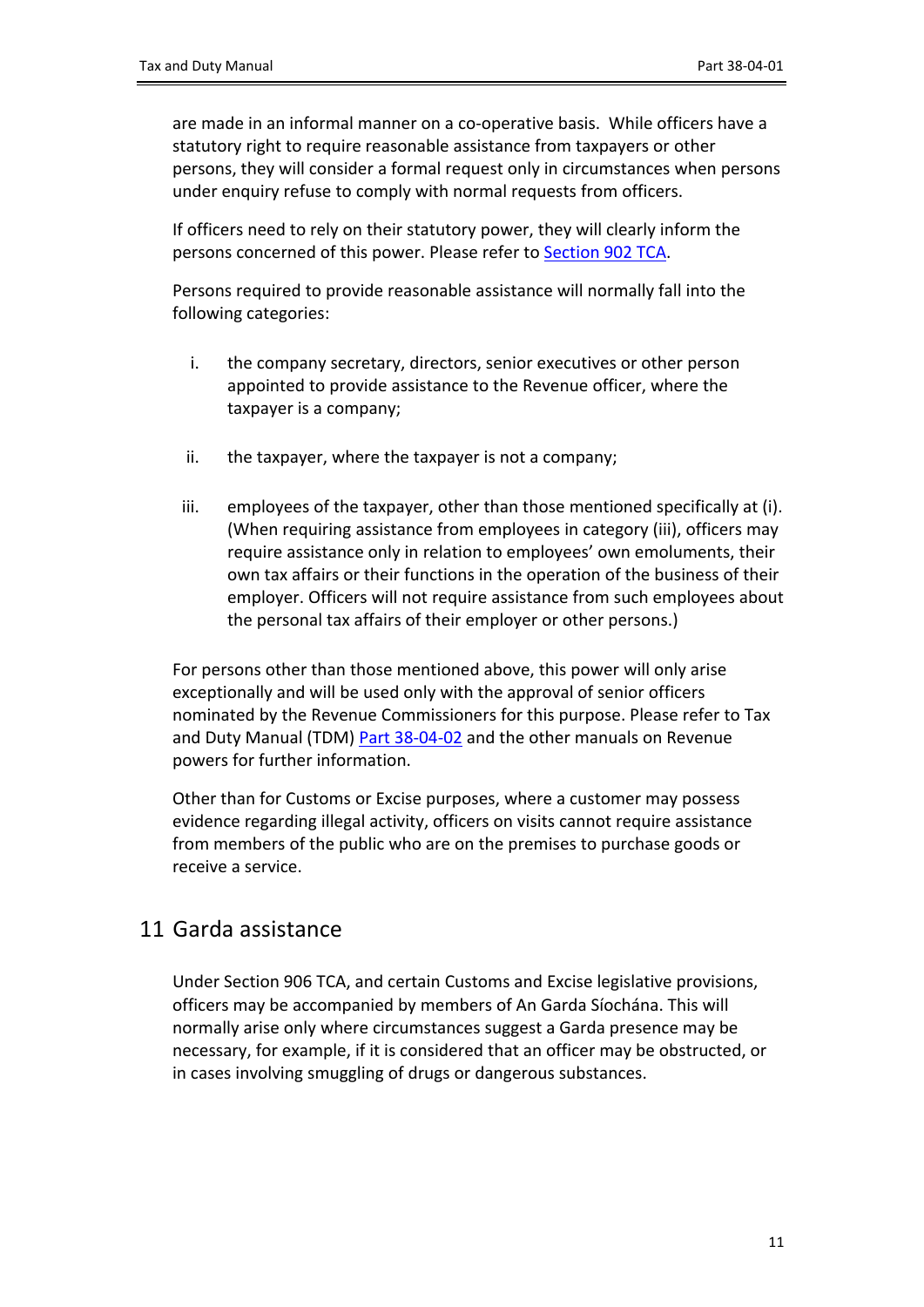are made in an informal manner on a co-operative basis. While officers have a statutory right to require reasonable assistance from taxpayers or other persons, they will consider a formal request only in circumstances when persons under enquiry refuse to comply with normal requests from officers.

If officers need to rely on their statutory power, they will clearly inform the persons concerned of this power. Please refer to Section 902 TCA.

Persons required to provide reasonable assistance will normally fall into the following categories:

i. the company secretary, directors, senior executives or other person appointed to provide assistance to the Revenue officer, where the taxpayer is a company;

ii. the taxpayer, where the taxpayer is not a company;

iii. employees of the taxpayer, other than those mentioned specifically at (i). (When requiring assistance from employees in category (iii), officers may require assistance only in relation to employees' own emoluments, their own tax affairs or their functions in the operation of the business of their employer. Officers will not require assistance from such employees about the personal tax affairs of their employer or other persons.)

For persons other than those mentioned above, this power will only arise exceptionally and will be used only with the approval of senior officers nominated by the Revenue Commissioners for this purpose. Please refer to Tax and Duty Manual (TDM) Part 38-04-02 and the other manuals on Revenue powers for further information.

Other than for Customs or Excise purposes, where a customer may possess evidence regarding illegal activity, officers on visits cannot require assistance from members of the public who are on the premises to purchase goods or receive a service.

## 11 Garda assistance

Under Section 906 TCA, and certain Customs and Excise legislative provisions, officers may be accompanied by members of An Garda Síochána. This will normally arise only where circumstances suggest a Garda presence may be necessary, for example, if it is considered that an officer may be obstructed, or in cases involving smuggling of drugs or dangerous substances.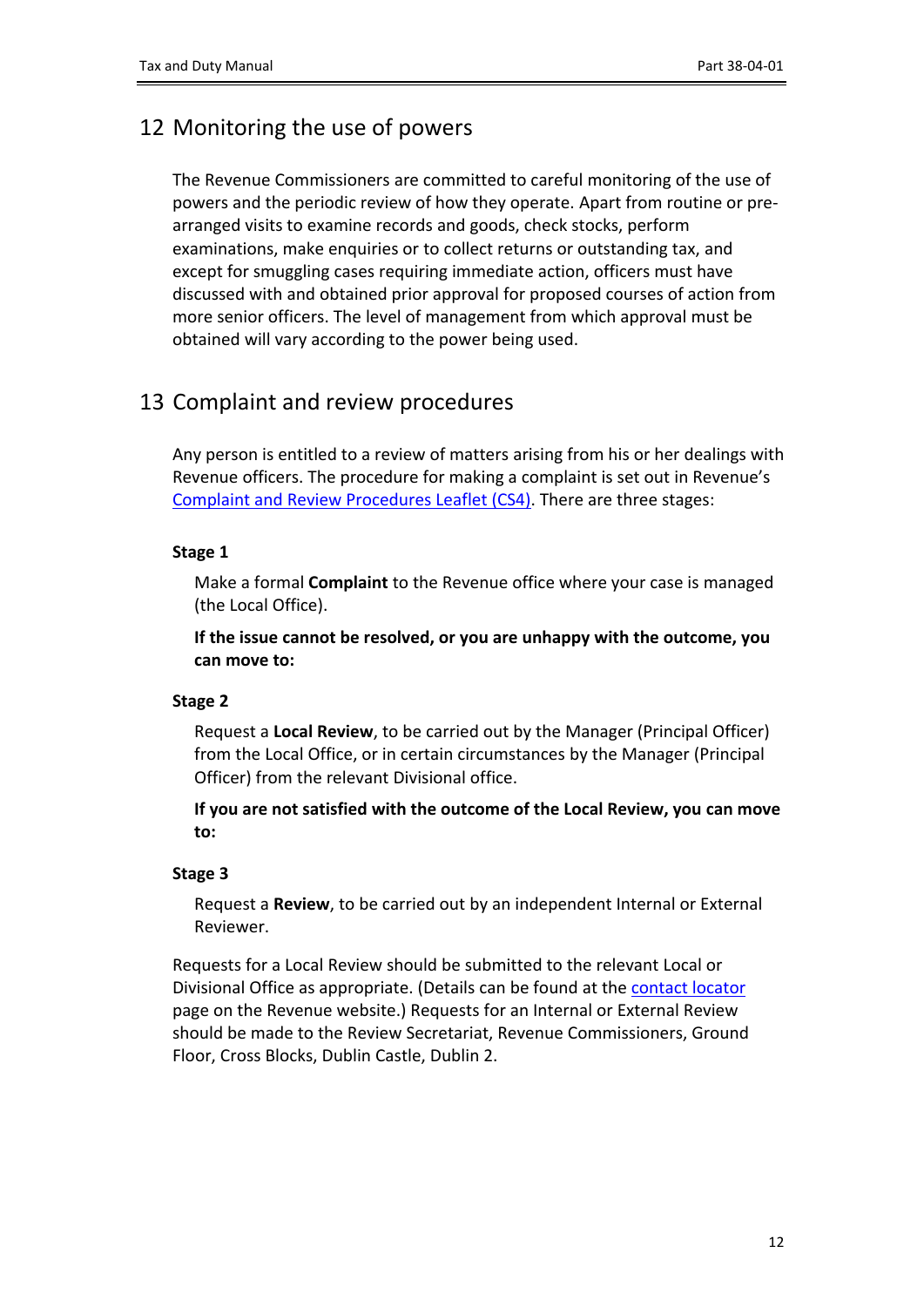## 12 Monitoring the use of powers

The Revenue Commissioners are committed to careful monitoring of the use of powers and the periodic review of how they operate. Apart from routine or pre-arranged visits to examine records and goods, check stocks, perform examinations, make enquiries or to collect returns or outstanding tax, and except for smuggling cases requiring immediate action, officers must have discussed with and obtained prior approval for proposed courses of action from more senior officers. The level of management from which approval must be obtained will vary according to the power being used.

## 13 Complaint and review procedures

Any person is entitled to a review of matters arising from his or her dealings with Revenue officers. The procedure for making a complaint is set out in Revenue's [Complaint and Review Procedures Leaflet (CS4)](). There are three stages:

**Stage 1**

Make a formal **Complaint** to the Revenue office where your case is managed (the Local Office).

**If the issue cannot be resolved, or you are unhappy with the outcome, you can move to:**

**Stage 2**

Request a **Local Review**, to be carried out by the Manager (Principal Officer) from the Local Office, or in certain circumstances by the Manager (Principal Officer) from the relevant Divisional office.

**If you are not satisfied with the outcome of the Local Review, you can move to:**

**Stage 3**

Request a **Review**, to be carried out by an independent Internal or External Reviewer.

Requests for a Local Review should be submitted to the relevant Local or Divisional Office as appropriate. (Details can be found at the [contact locator]() page on the Revenue website.) Requests for an Internal or External Review should be made to the Review Secretariat, Revenue Commissioners, Ground Floor, Cross Blocks, Dublin Castle, Dublin 2.